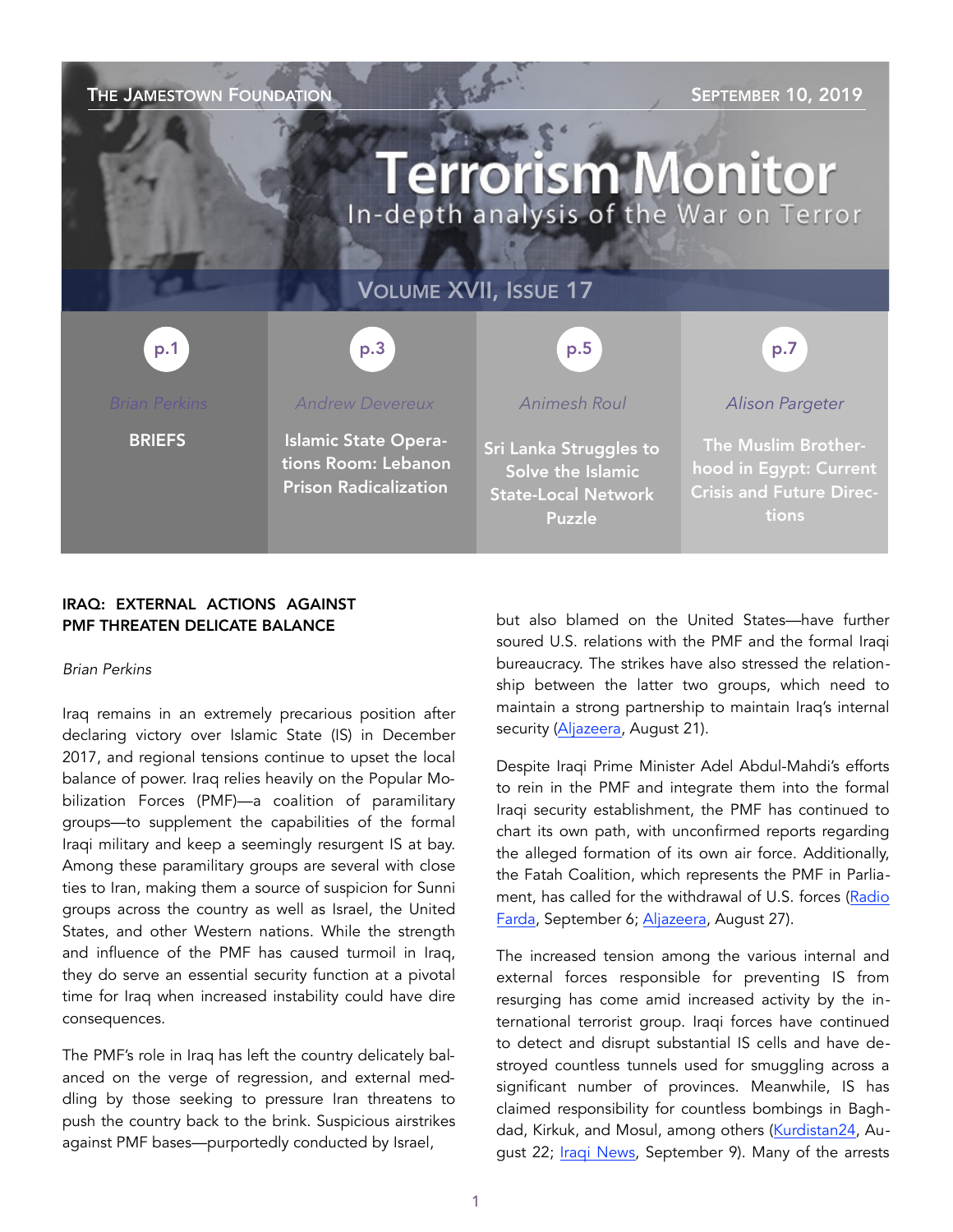The Jamestown Foundation | September 10, 2019

# Terrorism Monitor

In-depth analysis of the War on Terror

Volume XVII, Issue 17

| p.1 | p.3 | p.5 | p.7 |
|---|---|---|---|
| Brian Perkins | Andrew Devereux | Animesh Roul | Alison Pargeter |
| **BRIEFS** | **Islamic State Operations Room: Lebanon Prison Radicalization** | **Sri Lanka Struggles to Solve the Islamic State-Local Network Puzzle** | **The Muslim Brotherhood in Egypt: Current Crisis and Future Directions** |

## IRAQ: EXTERNAL ACTIONS AGAINST PMF THREATEN DELICATE BALANCE

*Brian Perkins*

Iraq remains in an extremely precarious position after declaring victory over Islamic State (IS) in December 2017, and regional tensions continue to upset the local balance of power. Iraq relies heavily on the Popular Mobilization Forces (PMF)—a coalition of paramilitary groups—to supplement the capabilities of the formal Iraqi military and keep a seemingly resurgent IS at bay. Among these paramilitary groups are several with close ties to Iran, making them a source of suspicion for Sunni groups across the country as well as Israel, the United States, and other Western nations. While the strength and influence of the PMF has caused turmoil in Iraq, they do serve an essential security function at a pivotal time for Iraq when increased instability could have dire consequences.

The PMF's role in Iraq has left the country delicately balanced on the verge of regression, and external meddling by those seeking to pressure Iran threatens to push the country back to the brink. Suspicious airstrikes against PMF bases—purportedly conducted by Israel, but also blamed on the United States—have further soured U.S. relations with the PMF and the formal Iraqi bureaucracy. The strikes have also stressed the relationship between the latter two groups, which need to maintain a strong partnership to maintain Iraq's internal security (Aljazeera, August 21).

Despite Iraqi Prime Minister Adel Abdul-Mahdi's efforts to rein in the PMF and integrate them into the formal Iraqi security establishment, the PMF has continued to chart its own path, with unconfirmed reports regarding the alleged formation of its own air force. Additionally, the Fatah Coalition, which represents the PMF in Parliament, has called for the withdrawal of U.S. forces (Radio Farda, September 6; Aljazeera, August 27).

The increased tension among the various internal and external forces responsible for preventing IS from resurging has come amid increased activity by the international terrorist group. Iraqi forces have continued to detect and disrupt substantial IS cells and have destroyed countless tunnels used for smuggling across a significant number of provinces. Meanwhile, IS has claimed responsibility for countless bombings in Baghdad, Kirkuk, and Mosul, among others (Kurdistan24, August 22; Iraqi News, September 9). Many of the arrests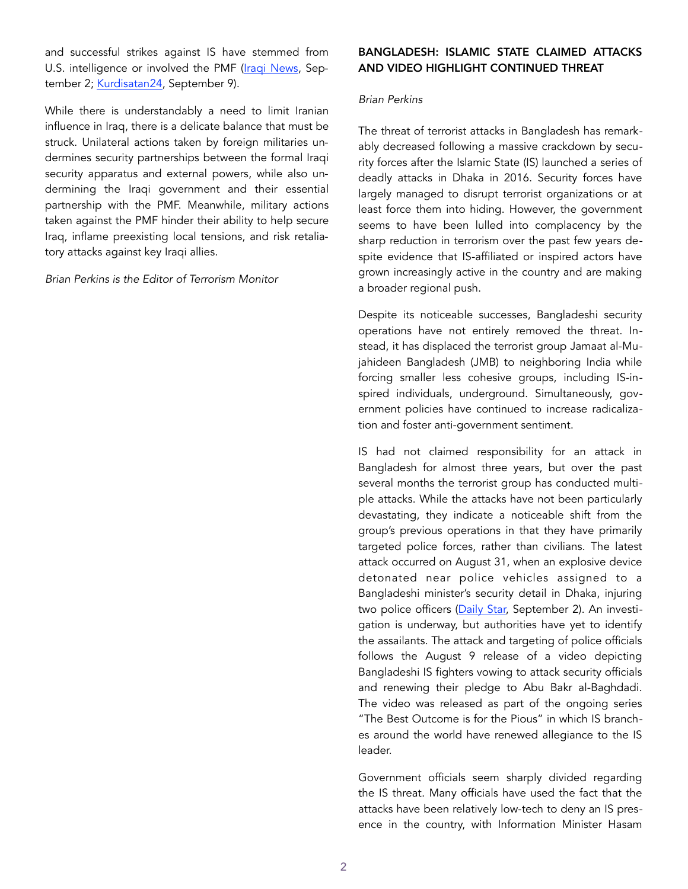and successful strikes against IS have stemmed from U.S. intelligence or involved the PMF (Iraqi News, September 2; Kurdisatan24, September 9).

While there is understandably a need to limit Iranian influence in Iraq, there is a delicate balance that must be struck. Unilateral actions taken by foreign militaries undermines security partnerships between the formal Iraqi security apparatus and external powers, while also undermining the Iraqi government and their essential partnership with the PMF. Meanwhile, military actions taken against the PMF hinder their ability to help secure Iraq, inflame preexisting local tensions, and risk retaliatory attacks against key Iraqi allies.

*Brian Perkins is the Editor of Terrorism Monitor*

## BANGLADESH: ISLAMIC STATE CLAIMED ATTACKS AND VIDEO HIGHLIGHT CONTINUED THREAT

*Brian Perkins*

The threat of terrorist attacks in Bangladesh has remarkably decreased following a massive crackdown by security forces after the Islamic State (IS) launched a series of deadly attacks in Dhaka in 2016. Security forces have largely managed to disrupt terrorist organizations or at least force them into hiding. However, the government seems to have been lulled into complacency by the sharp reduction in terrorism over the past few years despite evidence that IS-affiliated or inspired actors have grown increasingly active in the country and are making a broader regional push.

Despite its noticeable successes, Bangladeshi security operations have not entirely removed the threat. Instead, it has displaced the terrorist group Jamaat al-Mujahideen Bangladesh (JMB) to neighboring India while forcing smaller less cohesive groups, including IS-inspired individuals, underground. Simultaneously, government policies have continued to increase radicalization and foster anti-government sentiment.

IS had not claimed responsibility for an attack in Bangladesh for almost three years, but over the past several months the terrorist group has conducted multiple attacks. While the attacks have not been particularly devastating, they indicate a noticeable shift from the group's previous operations in that they have primarily targeted police forces, rather than civilians. The latest attack occurred on August 31, when an explosive device detonated near police vehicles assigned to a Bangladeshi minister's security detail in Dhaka, injuring two police officers (Daily Star, September 2). An investigation is underway, but authorities have yet to identify the assailants. The attack and targeting of police officials follows the August 9 release of a video depicting Bangladeshi IS fighters vowing to attack security officials and renewing their pledge to Abu Bakr al-Baghdadi. The video was released as part of the ongoing series "The Best Outcome is for the Pious" in which IS branches around the world have renewed allegiance to the IS leader.

Government officials seem sharply divided regarding the IS threat. Many officials have used the fact that the attacks have been relatively low-tech to deny an IS presence in the country, with Information Minister Hasam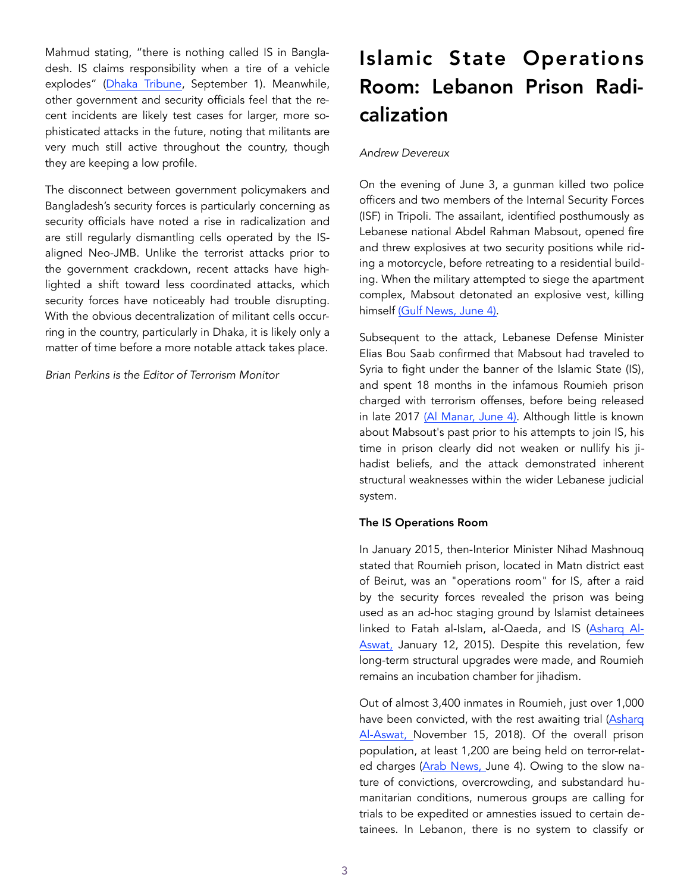Mahmud stating, "there is nothing called IS in Bangladesh. IS claims responsibility when a tire of a vehicle explodes" (Dhaka Tribune, September 1). Meanwhile, other government and security officials feel that the recent incidents are likely test cases for larger, more sophisticated attacks in the future, noting that militants are very much still active throughout the country, though they are keeping a low profile.

The disconnect between government policymakers and Bangladesh's security forces is particularly concerning as security officials have noted a rise in radicalization and are still regularly dismantling cells operated by the IS-aligned Neo-JMB. Unlike the terrorist attacks prior to the government crackdown, recent attacks have highlighted a shift toward less coordinated attacks, which security forces have noticeably had trouble disrupting. With the obvious decentralization of militant cells occurring in the country, particularly in Dhaka, it is likely only a matter of time before a more notable attack takes place.

*Brian Perkins is the Editor of Terrorism Monitor*

# Islamic State Operations Room: Lebanon Prison Radicalization

*Andrew Devereux*

On the evening of June 3, a gunman killed two police officers and two members of the Internal Security Forces (ISF) in Tripoli. The assailant, identified posthumously as Lebanese national Abdel Rahman Mabsout, opened fire and threw explosives at two security positions while riding a motorcycle, before retreating to a residential building. When the military attempted to siege the apartment complex, Mabsout detonated an explosive vest, killing himself (Gulf News, June 4).

Subsequent to the attack, Lebanese Defense Minister Elias Bou Saab confirmed that Mabsout had traveled to Syria to fight under the banner of the Islamic State (IS), and spent 18 months in the infamous Roumieh prison charged with terrorism offenses, before being released in late 2017 (Al Manar, June 4). Although little is known about Mabsout's past prior to his attempts to join IS, his time in prison clearly did not weaken or nullify his jihadist beliefs, and the attack demonstrated inherent structural weaknesses within the wider Lebanese judicial system.

**The IS Operations Room**

In January 2015, then-Interior Minister Nihad Mashnouq stated that Roumieh prison, located in Matn district east of Beirut, was an "operations room" for IS, after a raid by the security forces revealed the prison was being used as an ad-hoc staging ground by Islamist detainees linked to Fatah al-Islam, al-Qaeda, and IS (Asharq Al-Aswat, January 12, 2015). Despite this revelation, few long-term structural upgrades were made, and Roumieh remains an incubation chamber for jihadism.

Out of almost 3,400 inmates in Roumieh, just over 1,000 have been convicted, with the rest awaiting trial (Asharq Al-Aswat, November 15, 2018). Of the overall prison population, at least 1,200 are being held on terror-related charges (Arab News, June 4). Owing to the slow nature of convictions, overcrowding, and substandard humanitarian conditions, numerous groups are calling for trials to be expedited or amnesties issued to certain detainees. In Lebanon, there is no system to classify or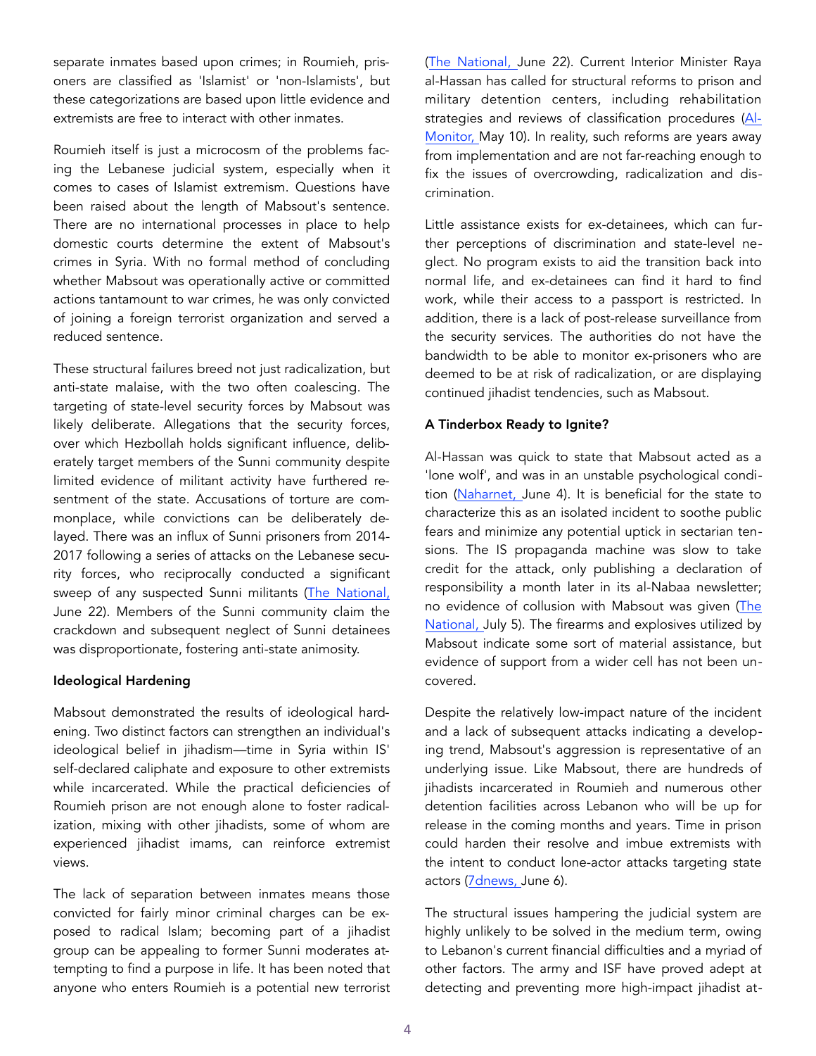separate inmates based upon crimes; in Roumieh, prisoners are classified as 'Islamist' or 'non-Islamists', but these categorizations are based upon little evidence and extremists are free to interact with other inmates.

Roumieh itself is just a microcosm of the problems facing the Lebanese judicial system, especially when it comes to cases of Islamist extremism. Questions have been raised about the length of Mabsout's sentence. There are no international processes in place to help domestic courts determine the extent of Mabsout's crimes in Syria. With no formal method of concluding whether Mabsout was operationally active or committed actions tantamount to war crimes, he was only convicted of joining a foreign terrorist organization and served a reduced sentence.

These structural failures breed not just radicalization, but anti-state malaise, with the two often coalescing. The targeting of state-level security forces by Mabsout was likely deliberate. Allegations that the security forces, over which Hezbollah holds significant influence, deliberately target members of the Sunni community despite limited evidence of militant activity have furthered resentment of the state. Accusations of torture are commonplace, while convictions can be deliberately delayed. There was an influx of Sunni prisoners from 2014-2017 following a series of attacks on the Lebanese security forces, who reciprocally conducted a significant sweep of any suspected Sunni militants (The National, June 22). Members of the Sunni community claim the crackdown and subsequent neglect of Sunni detainees was disproportionate, fostering anti-state animosity.

**Ideological Hardening**

Mabsout demonstrated the results of ideological hardening. Two distinct factors can strengthen an individual's ideological belief in jihadism—time in Syria within IS' self-declared caliphate and exposure to other extremists while incarcerated. While the practical deficiencies of Roumieh prison are not enough alone to foster radicalization, mixing with other jihadists, some of whom are experienced jihadist imams, can reinforce extremist views.

The lack of separation between inmates means those convicted for fairly minor criminal charges can be exposed to radical Islam; becoming part of a jihadist group can be appealing to former Sunni moderates attempting to find a purpose in life. It has been noted that anyone who enters Roumieh is a potential new terrorist (The National, June 22). Current Interior Minister Raya al-Hassan has called for structural reforms to prison and military detention centers, including rehabilitation strategies and reviews of classification procedures (Al-Monitor, May 10). In reality, such reforms are years away from implementation and are not far-reaching enough to fix the issues of overcrowding, radicalization and discrimination.

Little assistance exists for ex-detainees, which can further perceptions of discrimination and state-level neglect. No program exists to aid the transition back into normal life, and ex-detainees can find it hard to find work, while their access to a passport is restricted. In addition, there is a lack of post-release surveillance from the security services. The authorities do not have the bandwidth to be able to monitor ex-prisoners who are deemed to be at risk of radicalization, or are displaying continued jihadist tendencies, such as Mabsout.

**A Tinderbox Ready to Ignite?**

Al-Hassan was quick to state that Mabsout acted as a 'lone wolf', and was in an unstable psychological condition (Naharnet, June 4). It is beneficial for the state to characterize this as an isolated incident to soothe public fears and minimize any potential uptick in sectarian tensions. The IS propaganda machine was slow to take credit for the attack, only publishing a declaration of responsibility a month later in its al-Nabaa newsletter; no evidence of collusion with Mabsout was given (The National, July 5). The firearms and explosives utilized by Mabsout indicate some sort of material assistance, but evidence of support from a wider cell has not been uncovered.

Despite the relatively low-impact nature of the incident and a lack of subsequent attacks indicating a developing trend, Mabsout's aggression is representative of an underlying issue. Like Mabsout, there are hundreds of jihadists incarcerated in Roumieh and numerous other detention facilities across Lebanon who will be up for release in the coming months and years. Time in prison could harden their resolve and imbue extremists with the intent to conduct lone-actor attacks targeting state actors (7dnews, June 6).

The structural issues hampering the judicial system are highly unlikely to be solved in the medium term, owing to Lebanon's current financial difficulties and a myriad of other factors. The army and ISF have proved adept at detecting and preventing more high-impact jihadist at-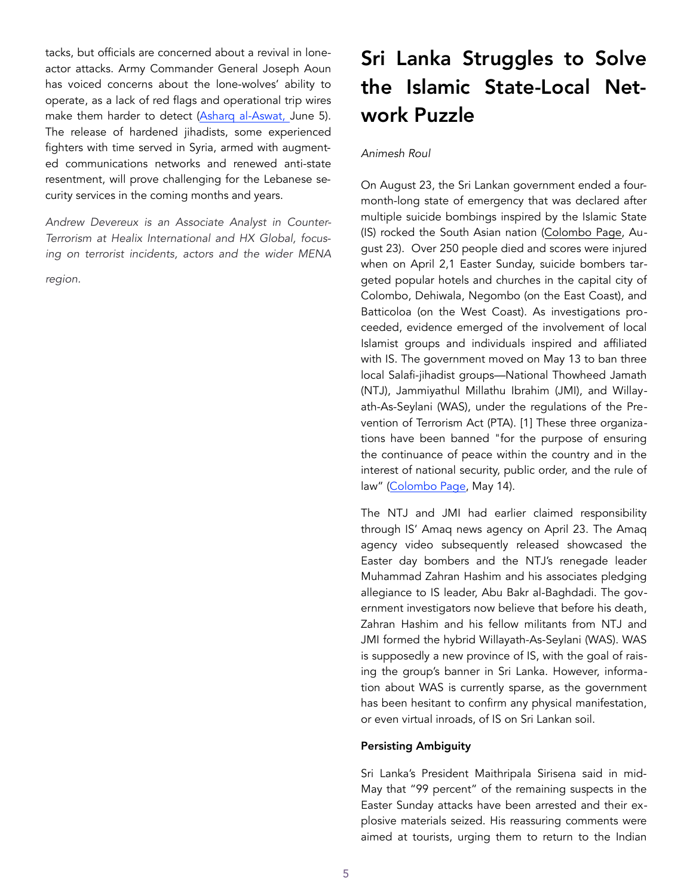tacks, but officials are concerned about a revival in lone-actor attacks. Army Commander General Joseph Aoun has voiced concerns about the lone-wolves' ability to operate, as a lack of red flags and operational trip wires make them harder to detect (Asharq al-Aswat, June 5). The release of hardened jihadists, some experienced fighters with time served in Syria, armed with augmented communications networks and renewed anti-state resentment, will prove challenging for the Lebanese security services in the coming months and years.

*Andrew Devereux is an Associate Analyst in Counter-Terrorism at Healix International and HX Global, focusing on terrorist incidents, actors and the wider MENA region.*

# Sri Lanka Struggles to Solve the Islamic State-Local Network Puzzle

*Animesh Roul*

On August 23, the Sri Lankan government ended a four-month-long state of emergency that was declared after multiple suicide bombings inspired by the Islamic State (IS) rocked the South Asian nation (Colombo Page, August 23). Over 250 people died and scores were injured when on April 2,1 Easter Sunday, suicide bombers targeted popular hotels and churches in the capital city of Colombo, Dehiwala, Negombo (on the East Coast), and Batticoloa (on the West Coast). As investigations proceeded, evidence emerged of the involvement of local Islamist groups and individuals inspired and affiliated with IS. The government moved on May 13 to ban three local Salafi-jihadist groups—National Thowheed Jamath (NTJ), Jammiyathul Millathu Ibrahim (JMI), and Willayath-As-Seylani (WAS), under the regulations of the Prevention of Terrorism Act (PTA). [1] These three organizations have been banned "for the purpose of ensuring the continuance of peace within the country and in the interest of national security, public order, and the rule of law" (Colombo Page, May 14).

The NTJ and JMI had earlier claimed responsibility through IS' Amaq news agency on April 23. The Amaq agency video subsequently released showcased the Easter day bombers and the NTJ's renegade leader Muhammad Zahran Hashim and his associates pledging allegiance to IS leader, Abu Bakr al-Baghdadi. The government investigators now believe that before his death, Zahran Hashim and his fellow militants from NTJ and JMI formed the hybrid Willayath-As-Seylani (WAS). WAS is supposedly a new province of IS, with the goal of raising the group's banner in Sri Lanka. However, information about WAS is currently sparse, as the government has been hesitant to confirm any physical manifestation, or even virtual inroads, of IS on Sri Lankan soil.

**Persisting Ambiguity**

Sri Lanka's President Maithripala Sirisena said in mid-May that "99 percent" of the remaining suspects in the Easter Sunday attacks have been arrested and their explosive materials seized. His reassuring comments were aimed at tourists, urging them to return to the Indian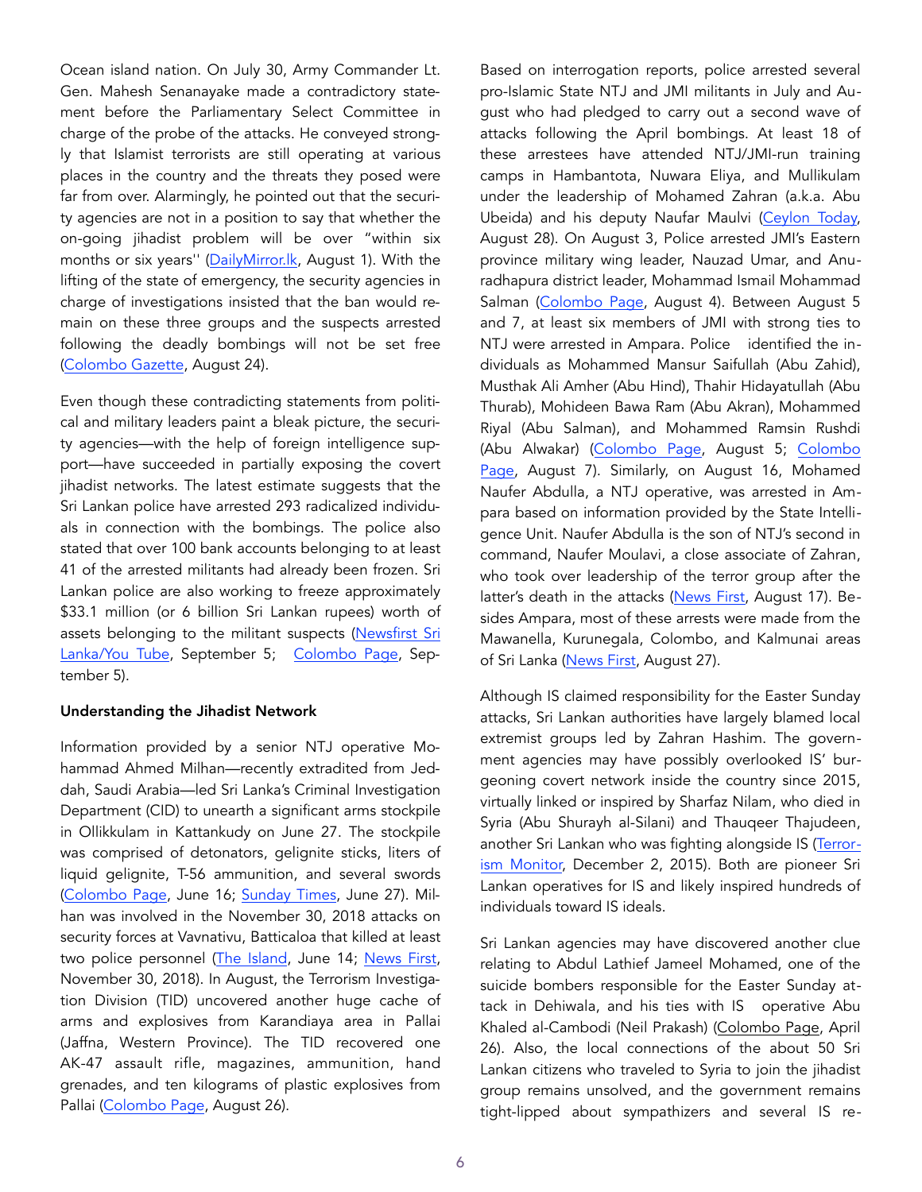Ocean island nation. On July 30, Army Commander Lt. Gen. Mahesh Senanayake made a contradictory statement before the Parliamentary Select Committee in charge of the probe of the attacks. He conveyed strongly that Islamist terrorists are still operating at various places in the country and the threats they posed were far from over. Alarmingly, he pointed out that the security agencies are not in a position to say that whether the on-going jihadist problem will be over "within six months or six years'' (DailyMirror.lk, August 1). With the lifting of the state of emergency, the security agencies in charge of investigations insisted that the ban would remain on these three groups and the suspects arrested following the deadly bombings will not be set free (Colombo Gazette, August 24).

Even though these contradicting statements from political and military leaders paint a bleak picture, the security agencies—with the help of foreign intelligence support—have succeeded in partially exposing the covert jihadist networks. The latest estimate suggests that the Sri Lankan police have arrested 293 radicalized individuals in connection with the bombings. The police also stated that over 100 bank accounts belonging to at least 41 of the arrested militants had already been frozen. Sri Lankan police are also working to freeze approximately $33.1 million (or 6 billion Sri Lankan rupees) worth of assets belonging to the militant suspects (Newsfirst Sri Lanka/You Tube, September 5; Colombo Page, September 5).

**Understanding the Jihadist Network**

Information provided by a senior NTJ operative Mohammad Ahmed Milhan—recently extradited from Jeddah, Saudi Arabia—led Sri Lanka's Criminal Investigation Department (CID) to unearth a significant arms stockpile in Ollikkulam in Kattankudy on June 27. The stockpile was comprised of detonators, gelignite sticks, liters of liquid gelignite, T-56 ammunition, and several swords (Colombo Page, June 16; Sunday Times, June 27). Milhan was involved in the November 30, 2018 attacks on security forces at Vavnativu, Batticaloa that killed at least two police personnel (The Island, June 14; News First, November 30, 2018). In August, the Terrorism Investigation Division (TID) uncovered another huge cache of arms and explosives from Karandiaya area in Pallai (Jaffna, Western Province). The TID recovered one AK-47 assault rifle, magazines, ammunition, hand grenades, and ten kilograms of plastic explosives from Pallai (Colombo Page, August 26).

Based on interrogation reports, police arrested several pro-Islamic State NTJ and JMI militants in July and August who had pledged to carry out a second wave of attacks following the April bombings. At least 18 of these arrestees have attended NTJ/JMI-run training camps in Hambantota, Nuwara Eliya, and Mullikulam under the leadership of Mohamed Zahran (a.k.a. Abu Ubeida) and his deputy Naufar Maulvi (Ceylon Today, August 28). On August 3, Police arrested JMI's Eastern province military wing leader, Nauzad Umar, and Anuradhapura district leader, Mohammad Ismail Mohammad Salman (Colombo Page, August 4). Between August 5 and 7, at least six members of JMI with strong ties to NTJ were arrested in Ampara. Police identified the individuals as Mohammed Mansur Saifullah (Abu Zahid), Musthak Ali Amher (Abu Hind), Thahir Hidayatullah (Abu Thurab), Mohideen Bawa Ram (Abu Akran), Mohammed Riyal (Abu Salman), and Mohammed Ramsin Rushdi (Abu Alwakar) (Colombo Page, August 5; Colombo Page, August 7). Similarly, on August 16, Mohamed Naufer Abdulla, a NTJ operative, was arrested in Ampara based on information provided by the State Intelligence Unit. Naufer Abdulla is the son of NTJ's second in command, Naufer Moulavi, a close associate of Zahran, who took over leadership of the terror group after the latter's death in the attacks (News First, August 17). Besides Ampara, most of these arrests were made from the Mawanella, Kurunegala, Colombo, and Kalmunai areas of Sri Lanka (News First, August 27).

Although IS claimed responsibility for the Easter Sunday attacks, Sri Lankan authorities have largely blamed local extremist groups led by Zahran Hashim. The government agencies may have possibly overlooked IS' burgeoning covert network inside the country since 2015, virtually linked or inspired by Sharfaz Nilam, who died in Syria (Abu Shurayh al-Silani) and Thauqeer Thajudeen, another Sri Lankan who was fighting alongside IS (Terrorism Monitor, December 2, 2015). Both are pioneer Sri Lankan operatives for IS and likely inspired hundreds of individuals toward IS ideals.

Sri Lankan agencies may have discovered another clue relating to Abdul Lathief Jameel Mohamed, one of the suicide bombers responsible for the Easter Sunday attack in Dehiwala, and his ties with IS operative Abu Khaled al-Cambodi (Neil Prakash) (Colombo Page, April 26). Also, the local connections of the about 50 Sri Lankan citizens who traveled to Syria to join the jihadist group remains unsolved, and the government remains tight-lipped about sympathizers and several IS re-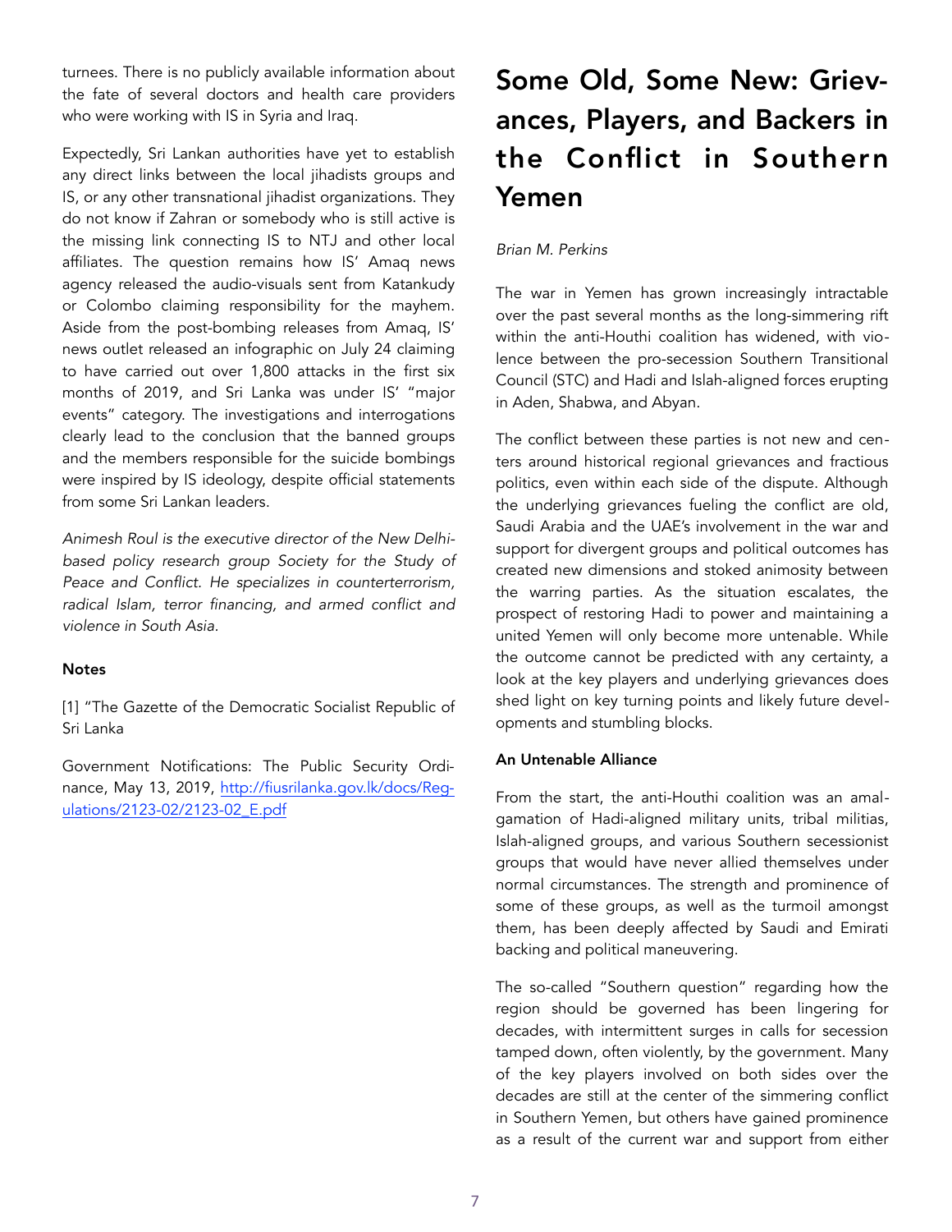turnees. There is no publicly available information about the fate of several doctors and health care providers who were working with IS in Syria and Iraq.

Expectedly, Sri Lankan authorities have yet to establish any direct links between the local jihadists groups and IS, or any other transnational jihadist organizations. They do not know if Zahran or somebody who is still active is the missing link connecting IS to NTJ and other local affiliates. The question remains how IS' Amaq news agency released the audio-visuals sent from Katankudy or Colombo claiming responsibility for the mayhem. Aside from the post-bombing releases from Amaq, IS' news outlet released an infographic on July 24 claiming to have carried out over 1,800 attacks in the first six months of 2019, and Sri Lanka was under IS' "major events" category. The investigations and interrogations clearly lead to the conclusion that the banned groups and the members responsible for the suicide bombings were inspired by IS ideology, despite official statements from some Sri Lankan leaders.

*Animesh Roul is the executive director of the New Delhi-based policy research group Society for the Study of Peace and Conflict. He specializes in counterterrorism, radical Islam, terror financing, and armed conflict and violence in South Asia.*

**Notes**

[1] "The Gazette of the Democratic Socialist Republic of Sri Lanka

Government Notifications: The Public Security Ordinance, May 13, 2019, http://fiusrilanka.gov.lk/docs/Regulations/2123-02/2123-02_E.pdf

# Some Old, Some New: Grievances, Players, and Backers in the Conflict in Southern Yemen

*Brian M. Perkins*

The war in Yemen has grown increasingly intractable over the past several months as the long-simmering rift within the anti-Houthi coalition has widened, with violence between the pro-secession Southern Transitional Council (STC) and Hadi and Islah-aligned forces erupting in Aden, Shabwa, and Abyan.

The conflict between these parties is not new and centers around historical regional grievances and fractious politics, even within each side of the dispute. Although the underlying grievances fueling the conflict are old, Saudi Arabia and the UAE's involvement in the war and support for divergent groups and political outcomes has created new dimensions and stoked animosity between the warring parties. As the situation escalates, the prospect of restoring Hadi to power and maintaining a united Yemen will only become more untenable. While the outcome cannot be predicted with any certainty, a look at the key players and underlying grievances does shed light on key turning points and likely future developments and stumbling blocks.

**An Untenable Alliance**

From the start, the anti-Houthi coalition was an amalgamation of Hadi-aligned military units, tribal militias, Islah-aligned groups, and various Southern secessionist groups that would have never allied themselves under normal circumstances. The strength and prominence of some of these groups, as well as the turmoil amongst them, has been deeply affected by Saudi and Emirati backing and political maneuvering.

The so-called "Southern question" regarding how the region should be governed has been lingering for decades, with intermittent surges in calls for secession tamped down, often violently, by the government. Many of the key players involved on both sides over the decades are still at the center of the simmering conflict in Southern Yemen, but others have gained prominence as a result of the current war and support from either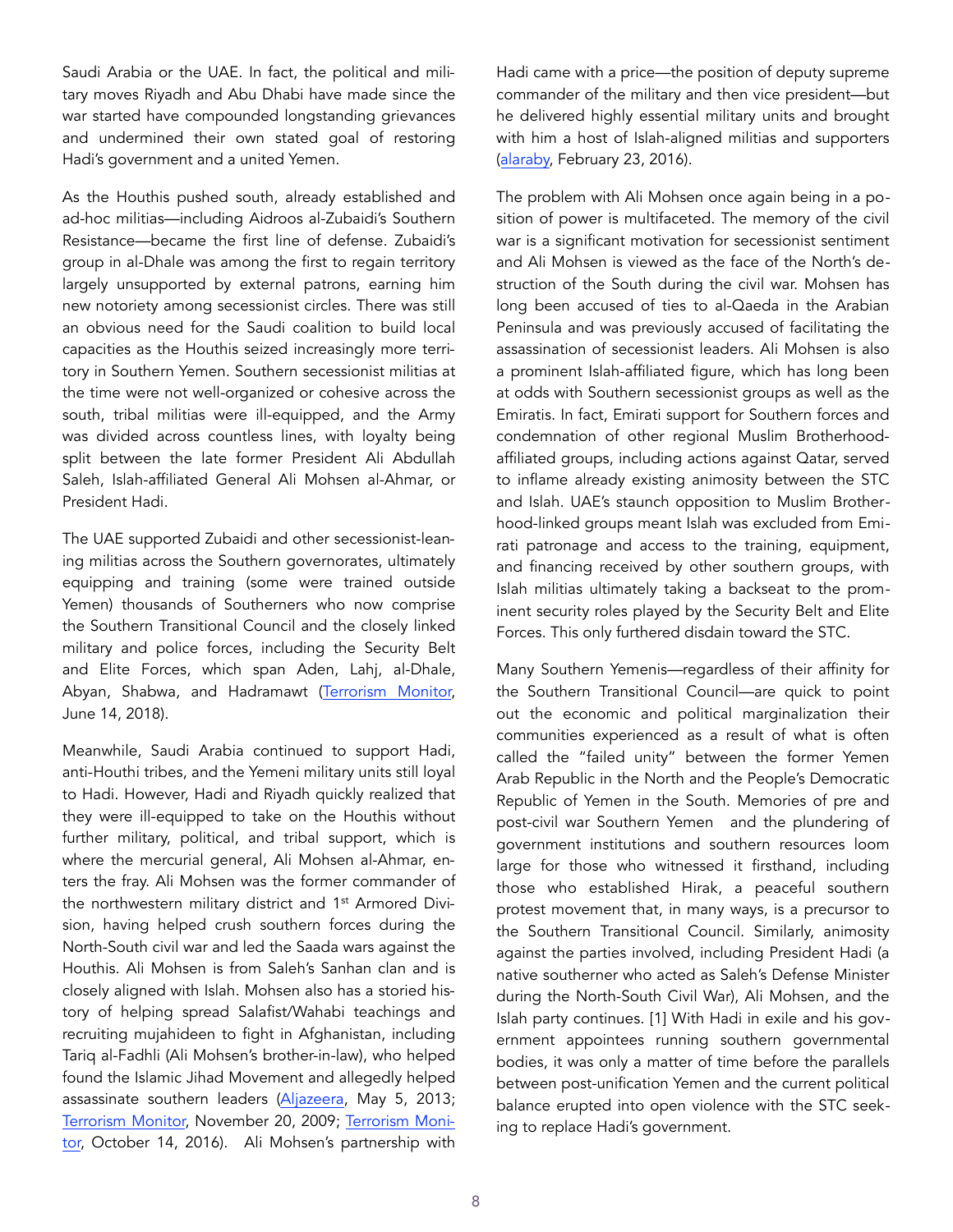Saudi Arabia or the UAE. In fact, the political and military moves Riyadh and Abu Dhabi have made since the war started have compounded longstanding grievances and undermined their own stated goal of restoring Hadi's government and a united Yemen.

As the Houthis pushed south, already established and ad-hoc militias—including Aidroos al-Zubaidi's Southern Resistance—became the first line of defense. Zubaidi's group in al-Dhale was among the first to regain territory largely unsupported by external patrons, earning him new notoriety among secessionist circles. There was still an obvious need for the Saudi coalition to build local capacities as the Houthis seized increasingly more territory in Southern Yemen. Southern secessionist militias at the time were not well-organized or cohesive across the south, tribal militias were ill-equipped, and the Army was divided across countless lines, with loyalty being split between the late former President Ali Abdullah Saleh, Islah-affiliated General Ali Mohsen al-Ahmar, or President Hadi.

The UAE supported Zubaidi and other secessionist-leaning militias across the Southern governorates, ultimately equipping and training (some were trained outside Yemen) thousands of Southerners who now comprise the Southern Transitional Council and the closely linked military and police forces, including the Security Belt and Elite Forces, which span Aden, Lahj, al-Dhale, Abyan, Shabwa, and Hadramawt (Terrorism Monitor, June 14, 2018).

Meanwhile, Saudi Arabia continued to support Hadi, anti-Houthi tribes, and the Yemeni military units still loyal to Hadi. However, Hadi and Riyadh quickly realized that they were ill-equipped to take on the Houthis without further military, political, and tribal support, which is where the mercurial general, Ali Mohsen al-Ahmar, enters the fray. Ali Mohsen was the former commander of the northwestern military district and 1st Armored Division, having helped crush southern forces during the North-South civil war and led the Saada wars against the Houthis. Ali Mohsen is from Saleh's Sanhan clan and is closely aligned with Islah. Mohsen also has a storied history of helping spread Salafist/Wahabi teachings and recruiting mujahideen to fight in Afghanistan, including Tariq al-Fadhli (Ali Mohsen's brother-in-law), who helped found the Islamic Jihad Movement and allegedly helped assassinate southern leaders (Aljazeera, May 5, 2013; Terrorism Monitor, November 20, 2009; Terrorism Monitor, October 14, 2016). Ali Mohsen's partnership with Hadi came with a price—the position of deputy supreme commander of the military and then vice president—but he delivered highly essential military units and brought with him a host of Islah-aligned militias and supporters (alaraby, February 23, 2016).

The problem with Ali Mohsen once again being in a position of power is multifaceted. The memory of the civil war is a significant motivation for secessionist sentiment and Ali Mohsen is viewed as the face of the North's destruction of the South during the civil war. Mohsen has long been accused of ties to al-Qaeda in the Arabian Peninsula and was previously accused of facilitating the assassination of secessionist leaders. Ali Mohsen is also a prominent Islah-affiliated figure, which has long been at odds with Southern secessionist groups as well as the Emiratis. In fact, Emirati support for Southern forces and condemnation of other regional Muslim Brotherhood-affiliated groups, including actions against Qatar, served to inflame already existing animosity between the STC and Islah. UAE's staunch opposition to Muslim Brotherhood-linked groups meant Islah was excluded from Emirati patronage and access to the training, equipment, and financing received by other southern groups, with Islah militias ultimately taking a backseat to the prominent security roles played by the Security Belt and Elite Forces. This only furthered disdain toward the STC.

Many Southern Yemenis—regardless of their affinity for the Southern Transitional Council—are quick to point out the economic and political marginalization their communities experienced as a result of what is often called the "failed unity" between the former Yemen Arab Republic in the North and the People's Democratic Republic of Yemen in the South. Memories of pre and post-civil war Southern Yemen and the plundering of government institutions and southern resources loom large for those who witnessed it firsthand, including those who established Hirak, a peaceful southern protest movement that, in many ways, is a precursor to the Southern Transitional Council. Similarly, animosity against the parties involved, including President Hadi (a native southerner who acted as Saleh's Defense Minister during the North-South Civil War), Ali Mohsen, and the Islah party continues. [1] With Hadi in exile and his government appointees running southern governmental bodies, it was only a matter of time before the parallels between post-unification Yemen and the current political balance erupted into open violence with the STC seeking to replace Hadi's government.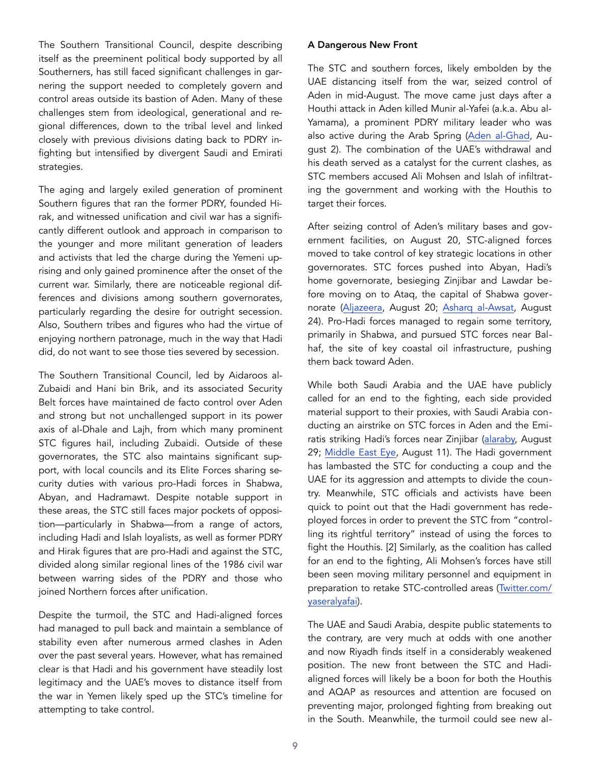The Southern Transitional Council, despite describing itself as the preeminent political body supported by all Southerners, has still faced significant challenges in garnering the support needed to completely govern and control areas outside its bastion of Aden. Many of these challenges stem from ideological, generational and regional differences, down to the tribal level and linked closely with previous divisions dating back to PDRY infighting but intensified by divergent Saudi and Emirati strategies.

The aging and largely exiled generation of prominent Southern figures that ran the former PDRY, founded Hirak, and witnessed unification and civil war has a significantly different outlook and approach in comparison to the younger and more militant generation of leaders and activists that led the charge during the Yemeni uprising and only gained prominence after the onset of the current war. Similarly, there are noticeable regional differences and divisions among southern governorates, particularly regarding the desire for outright secession. Also, Southern tribes and figures who had the virtue of enjoying northern patronage, much in the way that Hadi did, do not want to see those ties severed by secession.

The Southern Transitional Council, led by Aidaroos al-Zubaidi and Hani bin Brik, and its associated Security Belt forces have maintained de facto control over Aden and strong but not unchallenged support in its power axis of al-Dhale and Lajh, from which many prominent STC figures hail, including Zubaidi. Outside of these governorates, the STC also maintains significant support, with local councils and its Elite Forces sharing security duties with various pro-Hadi forces in Shabwa, Abyan, and Hadramawt. Despite notable support in these areas, the STC still faces major pockets of opposition—particularly in Shabwa—from a range of actors, including Hadi and Islah loyalists, as well as former PDRY and Hirak figures that are pro-Hadi and against the STC, divided along similar regional lines of the 1986 civil war between warring sides of the PDRY and those who joined Northern forces after unification.

Despite the turmoil, the STC and Hadi-aligned forces had managed to pull back and maintain a semblance of stability even after numerous armed clashes in Aden over the past several years. However, what has remained clear is that Hadi and his government have steadily lost legitimacy and the UAE's moves to distance itself from the war in Yemen likely sped up the STC's timeline for attempting to take control.

**A Dangerous New Front**

The STC and southern forces, likely embolden by the UAE distancing itself from the war, seized control of Aden in mid-August. The move came just days after a Houthi attack in Aden killed Munir al-Yafei (a.k.a. Abu al-Yamama), a prominent PDRY military leader who was also active during the Arab Spring (Aden al-Ghad, August 2). The combination of the UAE's withdrawal and his death served as a catalyst for the current clashes, as STC members accused Ali Mohsen and Islah of infiltrating the government and working with the Houthis to target their forces.

After seizing control of Aden's military bases and government facilities, on August 20, STC-aligned forces moved to take control of key strategic locations in other governorates. STC forces pushed into Abyan, Hadi's home governorate, besieging Zinjibar and Lawdar before moving on to Ataq, the capital of Shabwa governorate (Aljazeera, August 20; Asharq al-Awsat, August 24). Pro-Hadi forces managed to regain some territory, primarily in Shabwa, and pursued STC forces near Balhaf, the site of key coastal oil infrastructure, pushing them back toward Aden.

While both Saudi Arabia and the UAE have publicly called for an end to the fighting, each side provided material support to their proxies, with Saudi Arabia conducting an airstrike on STC forces in Aden and the Emiratis striking Hadi's forces near Zinjibar (alaraby, August 29; Middle East Eye, August 11). The Hadi government has lambasted the STC for conducting a coup and the UAE for its aggression and attempts to divide the country. Meanwhile, STC officials and activists have been quick to point out that the Hadi government has redeployed forces in order to prevent the STC from "controlling its rightful territory" instead of using the forces to fight the Houthis. [2] Similarly, as the coalition has called for an end to the fighting, Ali Mohsen's forces have still been seen moving military personnel and equipment in preparation to retake STC-controlled areas (Twitter.com/yaseralyafai).

The UAE and Saudi Arabia, despite public statements to the contrary, are very much at odds with one another and now Riyadh finds itself in a considerably weakened position. The new front between the STC and Hadi-aligned forces will likely be a boon for both the Houthis and AQAP as resources and attention are focused on preventing major, prolonged fighting from breaking out in the South. Meanwhile, the turmoil could see new al-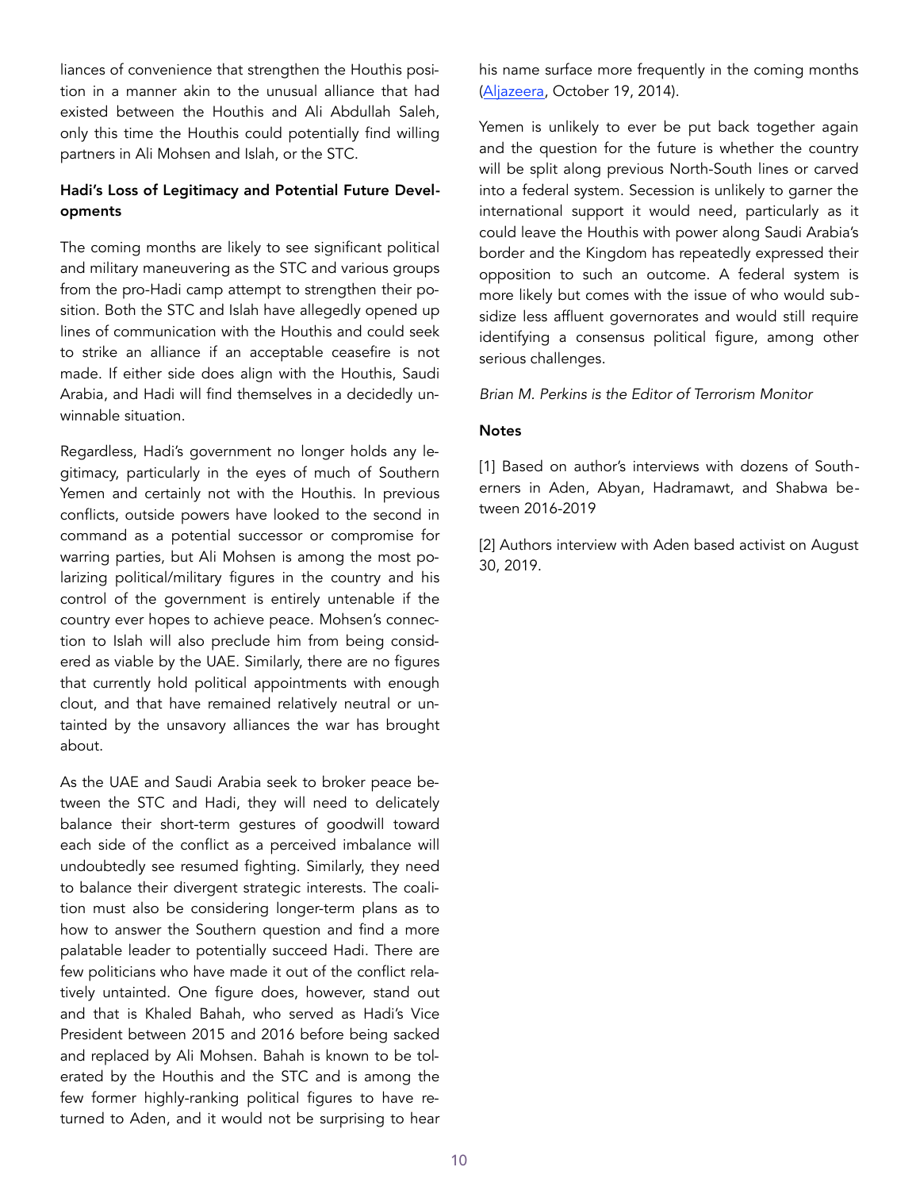liances of convenience that strengthen the Houthis position in a manner akin to the unusual alliance that had existed between the Houthis and Ali Abdullah Saleh, only this time the Houthis could potentially find willing partners in Ali Mohsen and Islah, or the STC.

**Hadi's Loss of Legitimacy and Potential Future Developments**

The coming months are likely to see significant political and military maneuvering as the STC and various groups from the pro-Hadi camp attempt to strengthen their position. Both the STC and Islah have allegedly opened up lines of communication with the Houthis and could seek to strike an alliance if an acceptable ceasefire is not made. If either side does align with the Houthis, Saudi Arabia, and Hadi will find themselves in a decidedly unwinnable situation.

Regardless, Hadi's government no longer holds any legitimacy, particularly in the eyes of much of Southern Yemen and certainly not with the Houthis. In previous conflicts, outside powers have looked to the second in command as a potential successor or compromise for warring parties, but Ali Mohsen is among the most polarizing political/military figures in the country and his control of the government is entirely untenable if the country ever hopes to achieve peace. Mohsen's connection to Islah will also preclude him from being considered as viable by the UAE. Similarly, there are no figures that currently hold political appointments with enough clout, and that have remained relatively neutral or untainted by the unsavory alliances the war has brought about.

As the UAE and Saudi Arabia seek to broker peace between the STC and Hadi, they will need to delicately balance their short-term gestures of goodwill toward each side of the conflict as a perceived imbalance will undoubtedly see resumed fighting. Similarly, they need to balance their divergent strategic interests. The coalition must also be considering longer-term plans as to how to answer the Southern question and find a more palatable leader to potentially succeed Hadi. There are few politicians who have made it out of the conflict relatively untainted. One figure does, however, stand out and that is Khaled Bahah, who served as Hadi's Vice President between 2015 and 2016 before being sacked and replaced by Ali Mohsen. Bahah is known to be tolerated by the Houthis and the STC and is among the few former highly-ranking political figures to have returned to Aden, and it would not be surprising to hear his name surface more frequently in the coming months (Aljazeera, October 19, 2014).

Yemen is unlikely to ever be put back together again and the question for the future is whether the country will be split along previous North-South lines or carved into a federal system. Secession is unlikely to garner the international support it would need, particularly as it could leave the Houthis with power along Saudi Arabia's border and the Kingdom has repeatedly expressed their opposition to such an outcome. A federal system is more likely but comes with the issue of who would subsidize less affluent governorates and would still require identifying a consensus political figure, among other serious challenges.

*Brian M. Perkins is the Editor of Terrorism Monitor*

**Notes**

[1] Based on author's interviews with dozens of Southerners in Aden, Abyan, Hadramawt, and Shabwa between 2016-2019

[2] Authors interview with Aden based activist on August 30, 2019.